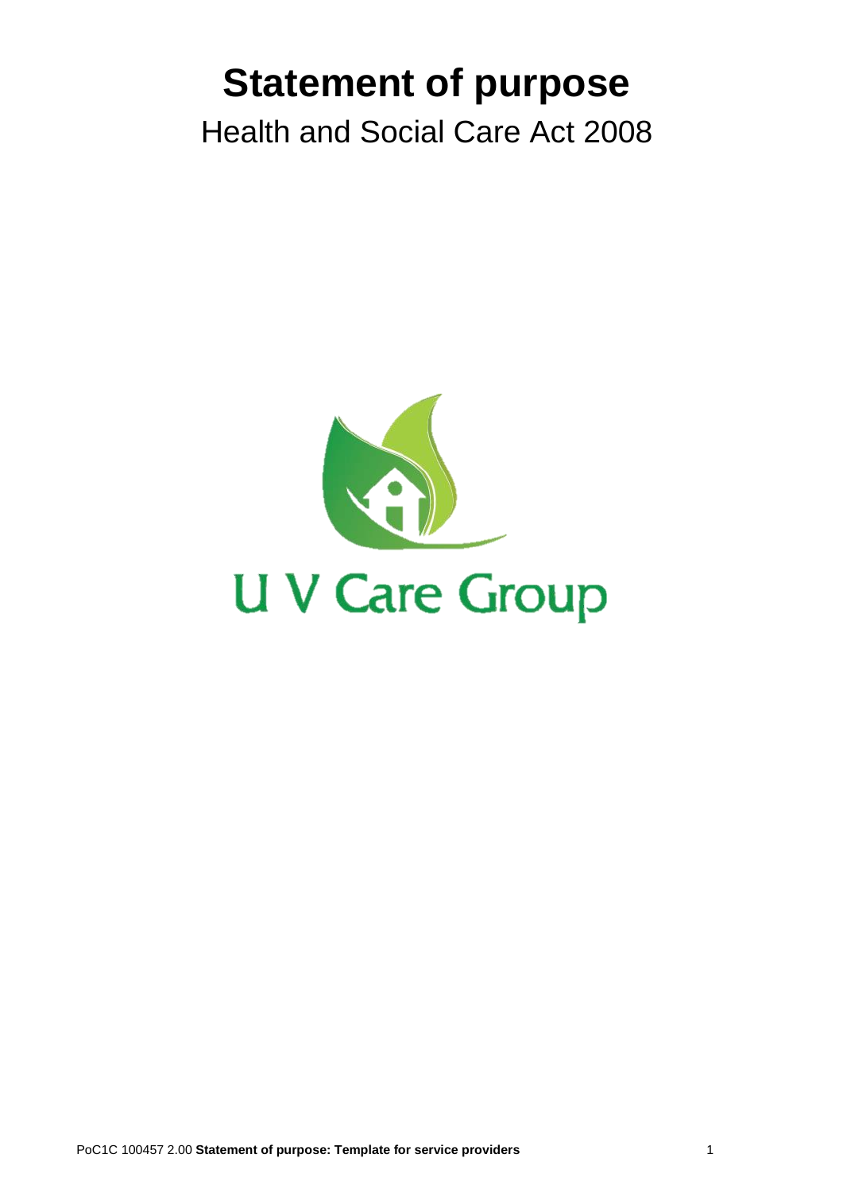# Statement of purpose

Health and Social Care Act 2008

U V Care Group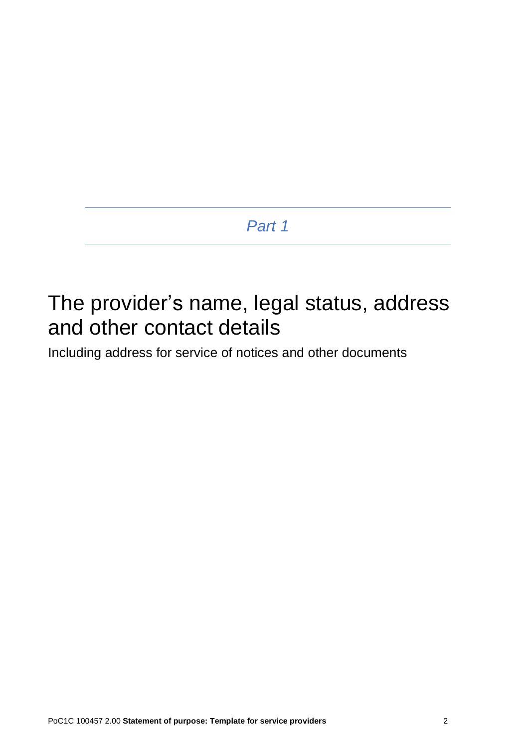*Part 1*

# The provider's name, legal status, address and other contact details

Including address for service of notices and other documents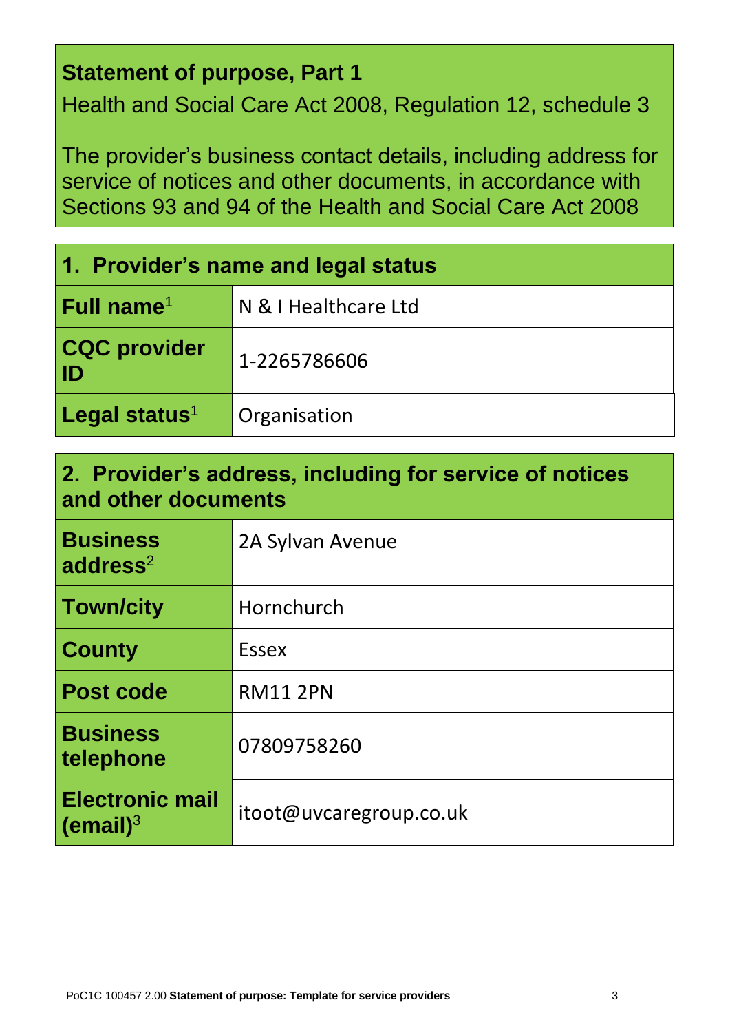**Statement of purpose, Part 1**

Health and Social Care Act 2008, Regulation 12, schedule 3

The provider's business contact details, including address for service of notices and other documents, in accordance with Sections 93 and 94 of the Health and Social Care Act 2008

| 1. Provider's name and legal status | |
|---|---|
| **Full name**[1] | N & I Healthcare Ltd |
| **CQC provider ID** | 1-2265786606 |
| **Legal status**[1] | Organisation |

| 2. Provider's address, including for service of notices and other documents | |
|---|---|
| **Business address**[2] | 2A Sylvan Avenue |
| **Town/city** | Hornchurch |
| **County** | Essex |
| **Post code** | RM11 2PN |
| **Business telephone** | 07809758260 |
| **Electronic mail (email)**[3] | itoot@uvcaregroup.co.uk |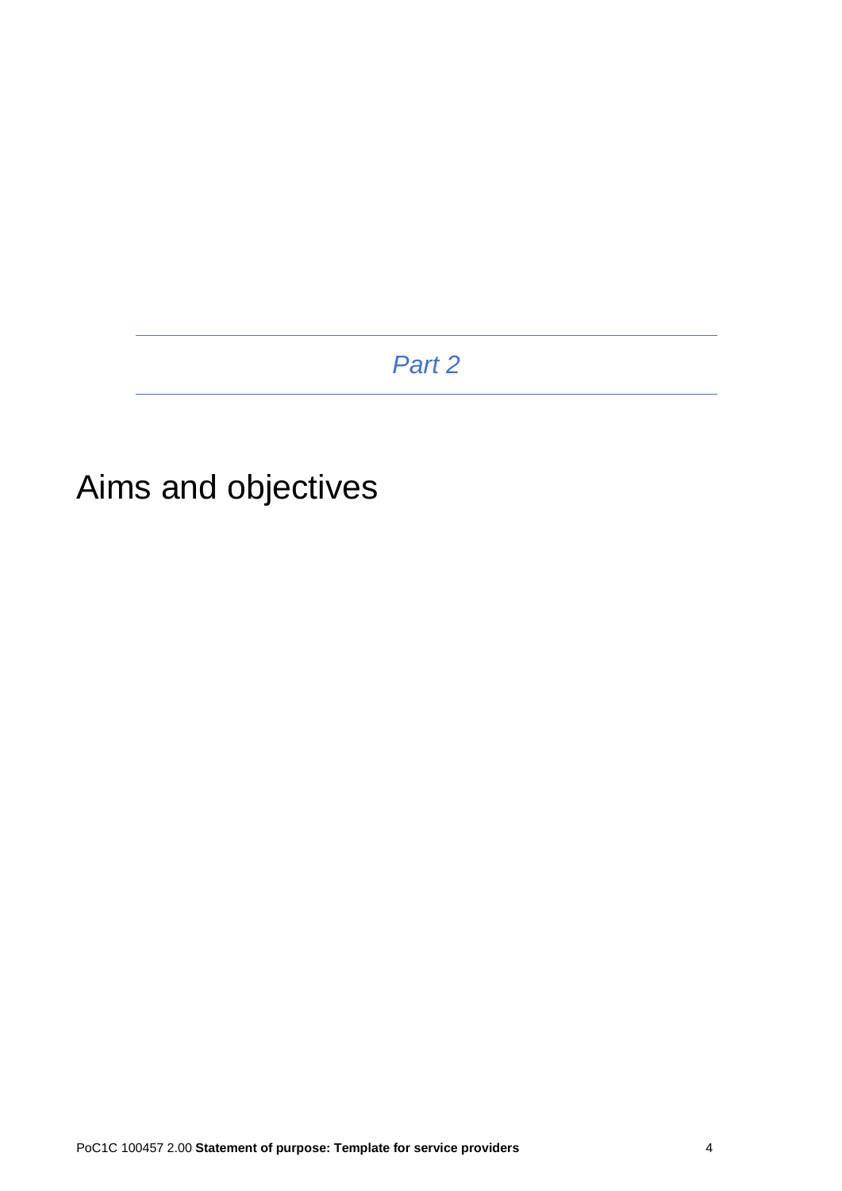*Part 2*

# Aims and objectives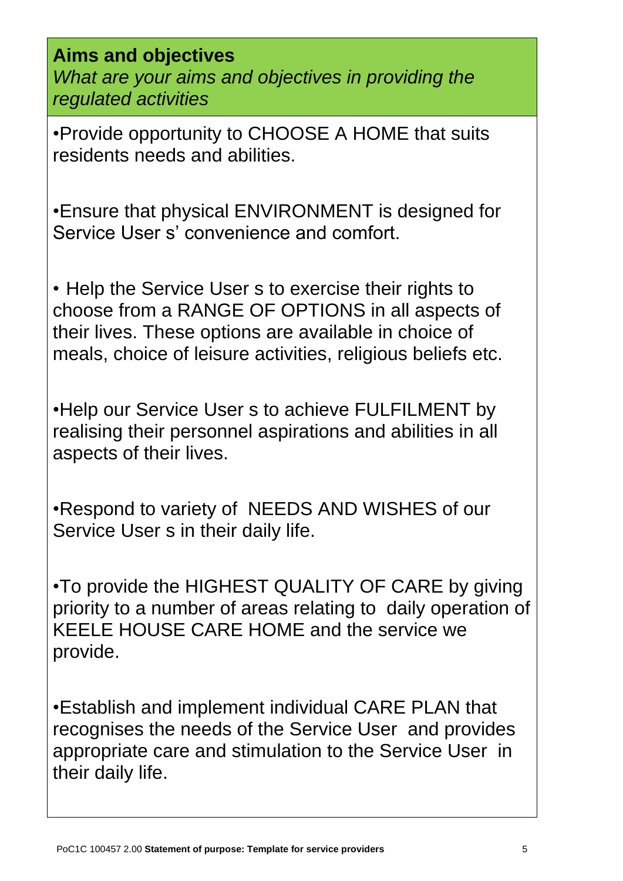**Aims and objectives**
*What are your aims and objectives in providing the regulated activities*

•Provide opportunity to CHOOSE A HOME that suits residents needs and abilities.

•Ensure that physical ENVIRONMENT is designed for Service User s' convenience and comfort.

• Help the Service User s to exercise their rights to choose from a RANGE OF OPTIONS in all aspects of their lives. These options are available in choice of meals, choice of leisure activities, religious beliefs etc.

•Help our Service User s to achieve FULFILMENT by realising their personnel aspirations and abilities in all aspects of their lives.

•Respond to variety of NEEDS AND WISHES of our Service User s in their daily life.

•To provide the HIGHEST QUALITY OF CARE by giving priority to a number of areas relating to daily operation of KEELE HOUSE CARE HOME and the service we provide.

•Establish and implement individual CARE PLAN that recognises the needs of the Service User and provides appropriate care and stimulation to the Service User in their daily life.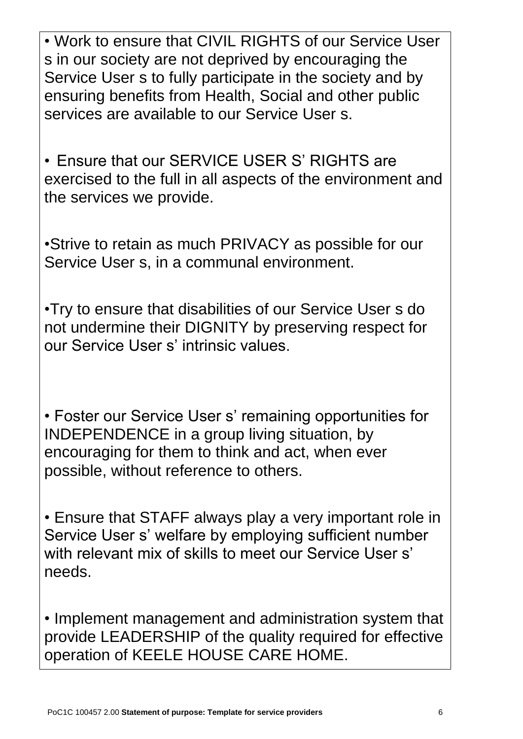- Work to ensure that CIVIL RIGHTS of our Service User s in our society are not deprived by encouraging the Service User s to fully participate in the society and by ensuring benefits from Health, Social and other public services are available to our Service User s.

- Ensure that our SERVICE USER S' RIGHTS are exercised to the full in all aspects of the environment and the services we provide.

- Strive to retain as much PRIVACY as possible for our Service User s, in a communal environment.

- Try to ensure that disabilities of our Service User s do not undermine their DIGNITY by preserving respect for our Service User s' intrinsic values.

- Foster our Service User s' remaining opportunities for INDEPENDENCE in a group living situation, by encouraging for them to think and act, when ever possible, without reference to others.

- Ensure that STAFF always play a very important role in Service User s' welfare by employing sufficient number with relevant mix of skills to meet our Service User s' needs.

- Implement management and administration system that provide LEADERSHIP of the quality required for effective operation of KEELE HOUSE CARE HOME.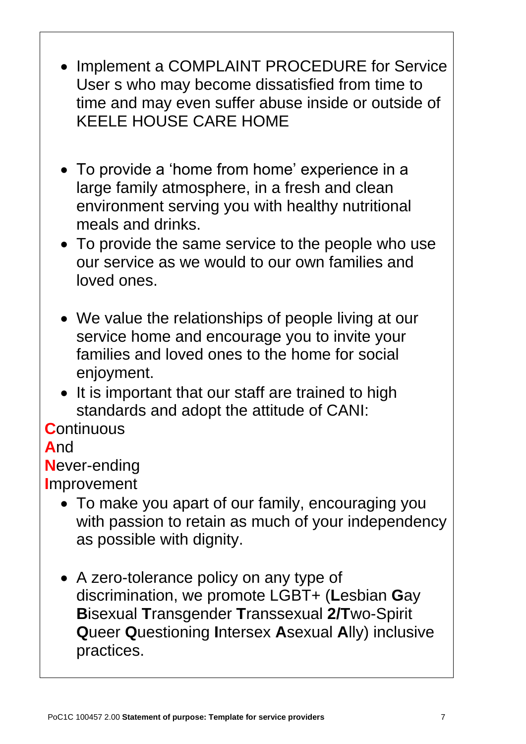- Implement a COMPLAINT PROCEDURE for Service User s who may become dissatisfied from time to time and may even suffer abuse inside or outside of KEELE HOUSE CARE HOME

- To provide a 'home from home' experience in a large family atmosphere, in a fresh and clean environment serving you with healthy nutritional meals and drinks.
- To provide the same service to the people who use our service as we would to our own families and loved ones.

- We value the relationships of people living at our service home and encourage you to invite your families and loved ones to the home for social enjoyment.
- It is important that our staff are trained to high standards and adopt the attitude of CANI:

**C**ontinuous
**A**nd
**N**ever-ending
**I**mprovement

- To make you apart of our family, encouraging you with passion to retain as much of your independency as possible with dignity.

- A zero-tolerance policy on any type of discrimination, we promote LGBT+ (**L**esbian **G**ay **B**isexual **T**ransgender **T**ranssexual **2/T**wo-Spirit **Q**ueer **Q**uestioning **I**ntersex **A**sexual **A**lly) inclusive practices.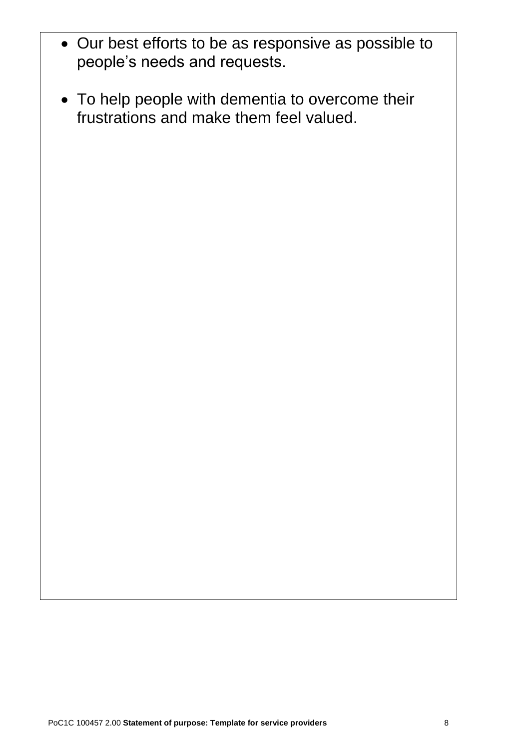- Our best efforts to be as responsive as possible to people's needs and requests.
- To help people with dementia to overcome their frustrations and make them feel valued.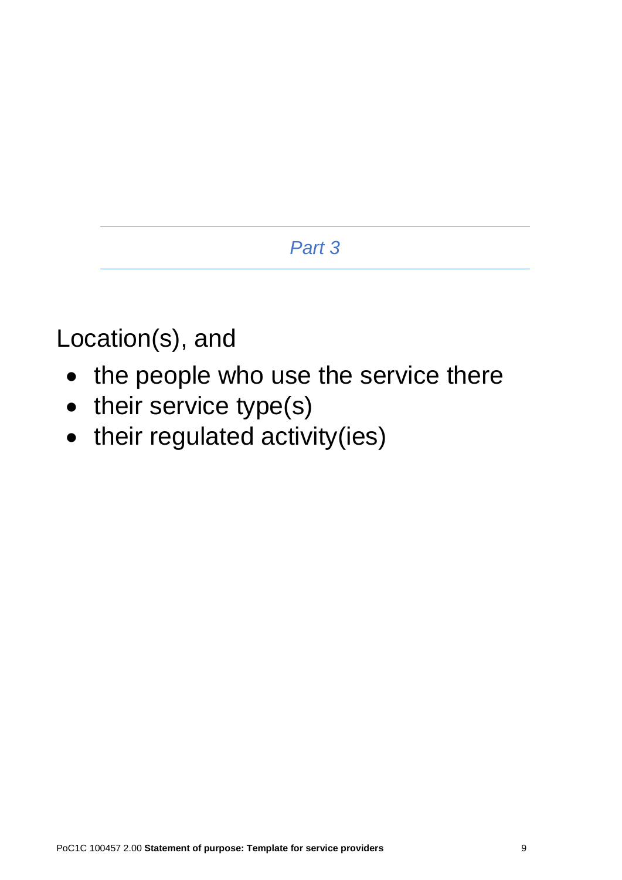*Part 3*

## Location(s), and

- the people who use the service there
- their service type(s)
- their regulated activity(ies)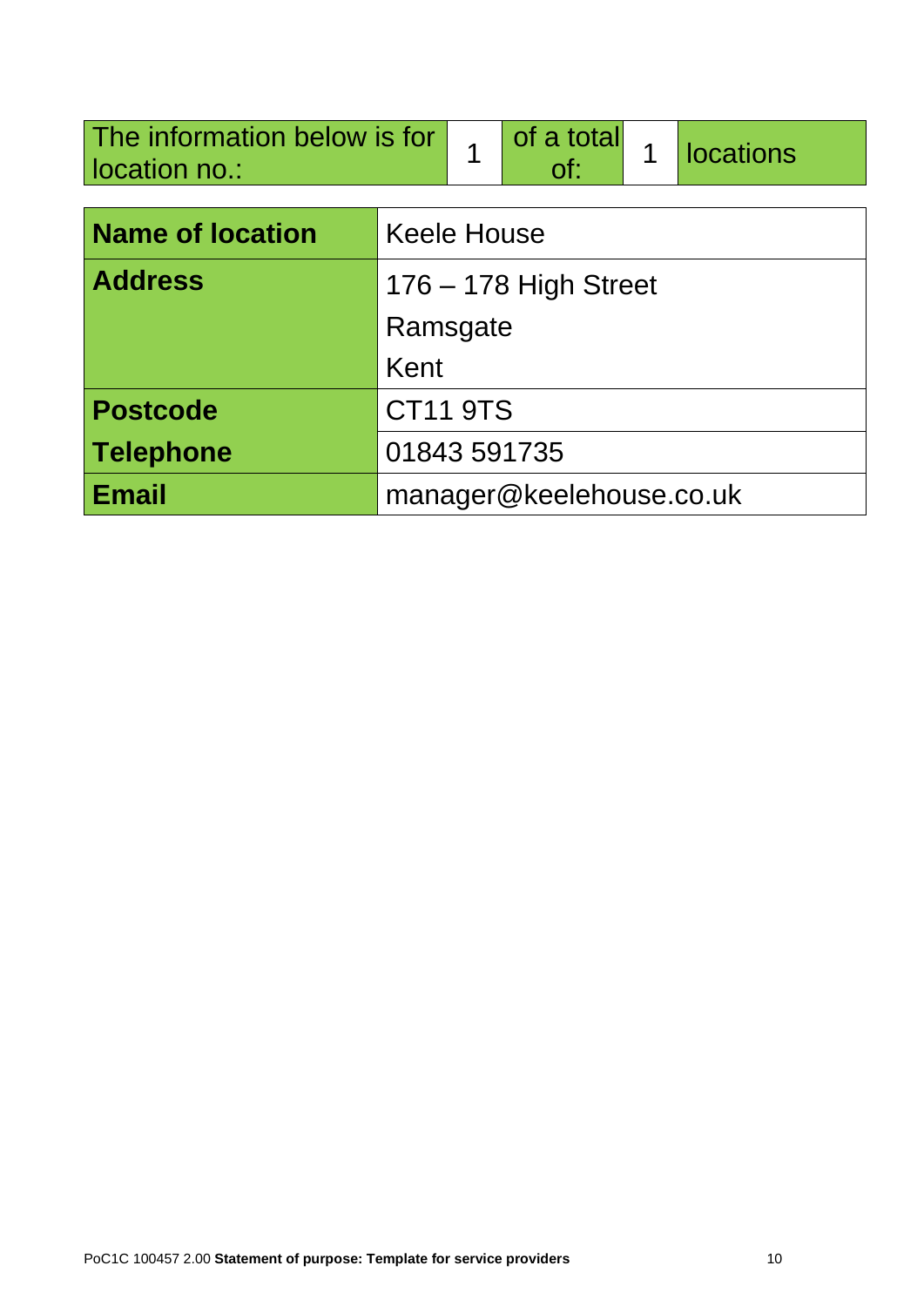| The information below is for location no.: | 1 | of a total of: | 1 | locations |
|---|---|---|---|---|

| **Name of location** | Keele House |
|---|---|
| **Address** | 176 – 178 High Street<br>Ramsgate<br>Kent |
| **Postcode** | CT11 9TS |
| **Telephone** | 01843 591735 |
| **Email** | manager@keelehouse.co.uk |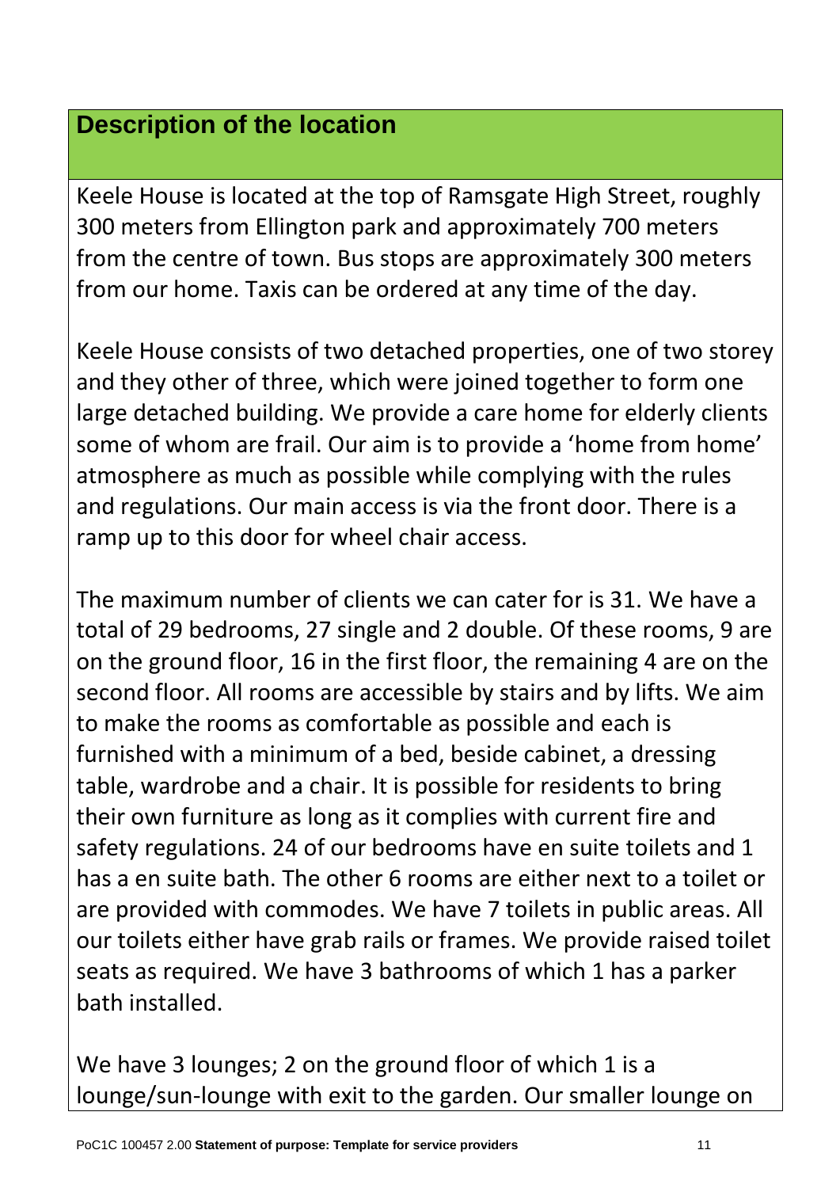## Description of the location

Keele House is located at the top of Ramsgate High Street, roughly 300 meters from Ellington park and approximately 700 meters from the centre of town. Bus stops are approximately 300 meters from our home. Taxis can be ordered at any time of the day.

Keele House consists of two detached properties, one of two storey and they other of three, which were joined together to form one large detached building. We provide a care home for elderly clients some of whom are frail. Our aim is to provide a 'home from home' atmosphere as much as possible while complying with the rules and regulations. Our main access is via the front door. There is a ramp up to this door for wheel chair access.

The maximum number of clients we can cater for is 31. We have a total of 29 bedrooms, 27 single and 2 double. Of these rooms, 9 are on the ground floor, 16 in the first floor, the remaining 4 are on the second floor. All rooms are accessible by stairs and by lifts. We aim to make the rooms as comfortable as possible and each is furnished with a minimum of a bed, beside cabinet, a dressing table, wardrobe and a chair. It is possible for residents to bring their own furniture as long as it complies with current fire and safety regulations. 24 of our bedrooms have en suite toilets and 1 has a en suite bath. The other 6 rooms are either next to a toilet or are provided with commodes. We have 7 toilets in public areas. All our toilets either have grab rails or frames. We provide raised toilet seats as required. We have 3 bathrooms of which 1 has a parker bath installed.

We have 3 lounges; 2 on the ground floor of which 1 is a lounge/sun-lounge with exit to the garden. Our smaller lounge on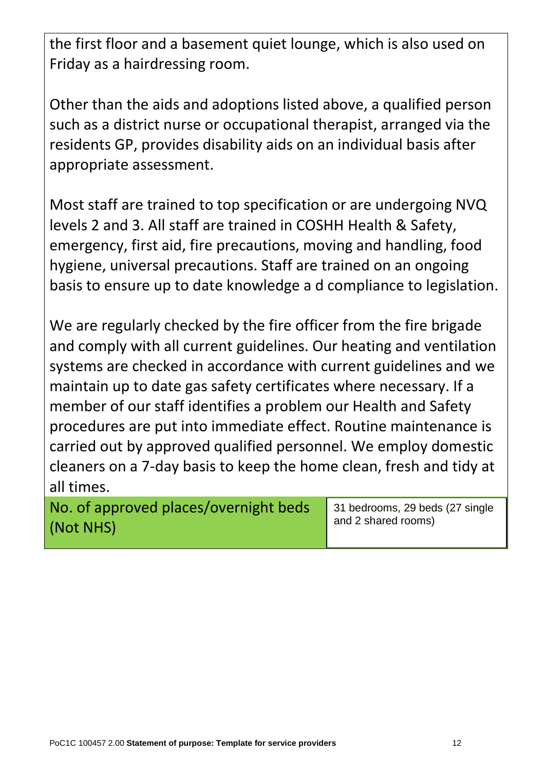the first floor and a basement quiet lounge, which is also used on Friday as a hairdressing room.

Other than the aids and adoptions listed above, a qualified person such as a district nurse or occupational therapist, arranged via the residents GP, provides disability aids on an individual basis after appropriate assessment.

Most staff are trained to top specification or are undergoing NVQ levels 2 and 3. All staff are trained in COSHH Health & Safety, emergency, first aid, fire precautions, moving and handling, food hygiene, universal precautions. Staff are trained on an ongoing basis to ensure up to date knowledge a d compliance to legislation.

We are regularly checked by the fire officer from the fire brigade and comply with all current guidelines. Our heating and ventilation systems are checked in accordance with current guidelines and we maintain up to date gas safety certificates where necessary. If a member of our staff identifies a problem our Health and Safety procedures are put into immediate effect. Routine maintenance is carried out by approved qualified personnel. We employ domestic cleaners on a 7-day basis to keep the home clean, fresh and tidy at all times.

| No. of approved places/overnight beds (Not NHS) | 31 bedrooms, 29 beds (27 single and 2 shared rooms) |
|---|---|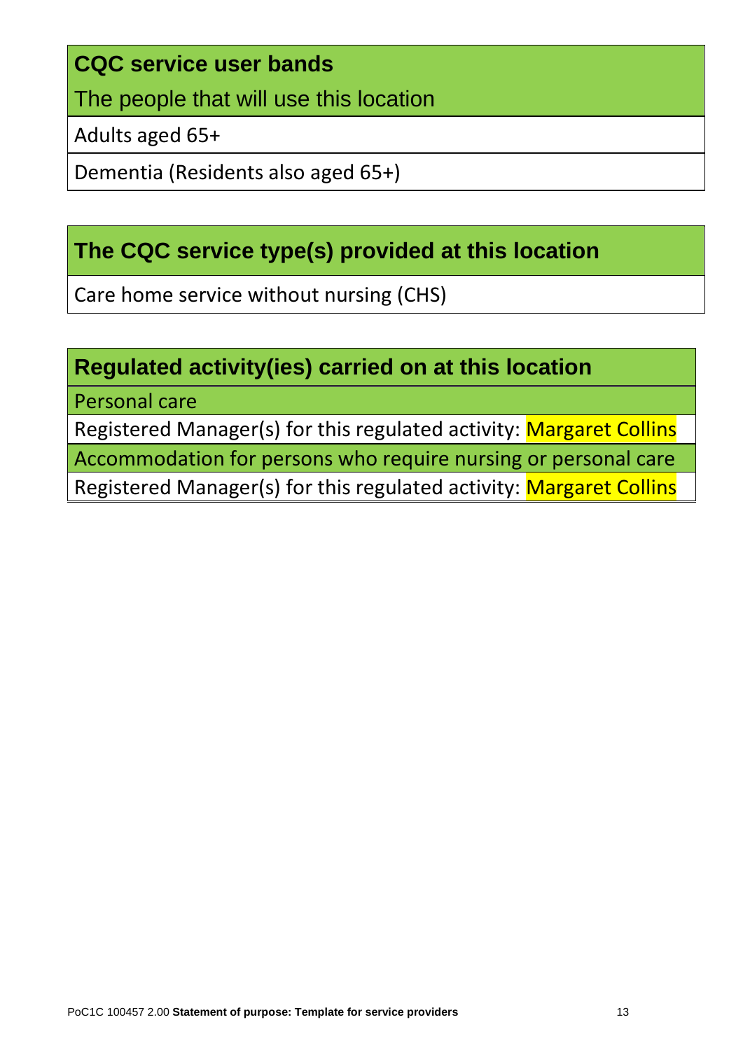| CQC service user bands |
| --- |
| The people that will use this location |
| Adults aged 65+ |
| Dementia (Residents also aged 65+) |

| The CQC service type(s) provided at this location |
| --- |
| Care home service without nursing (CHS) |

| Regulated activity(ies) carried on at this location |
| --- |
| Personal care |
| Registered Manager(s) for this regulated activity: Margaret Collins |
| Accommodation for persons who require nursing or personal care |
| Registered Manager(s) for this regulated activity: Margaret Collins |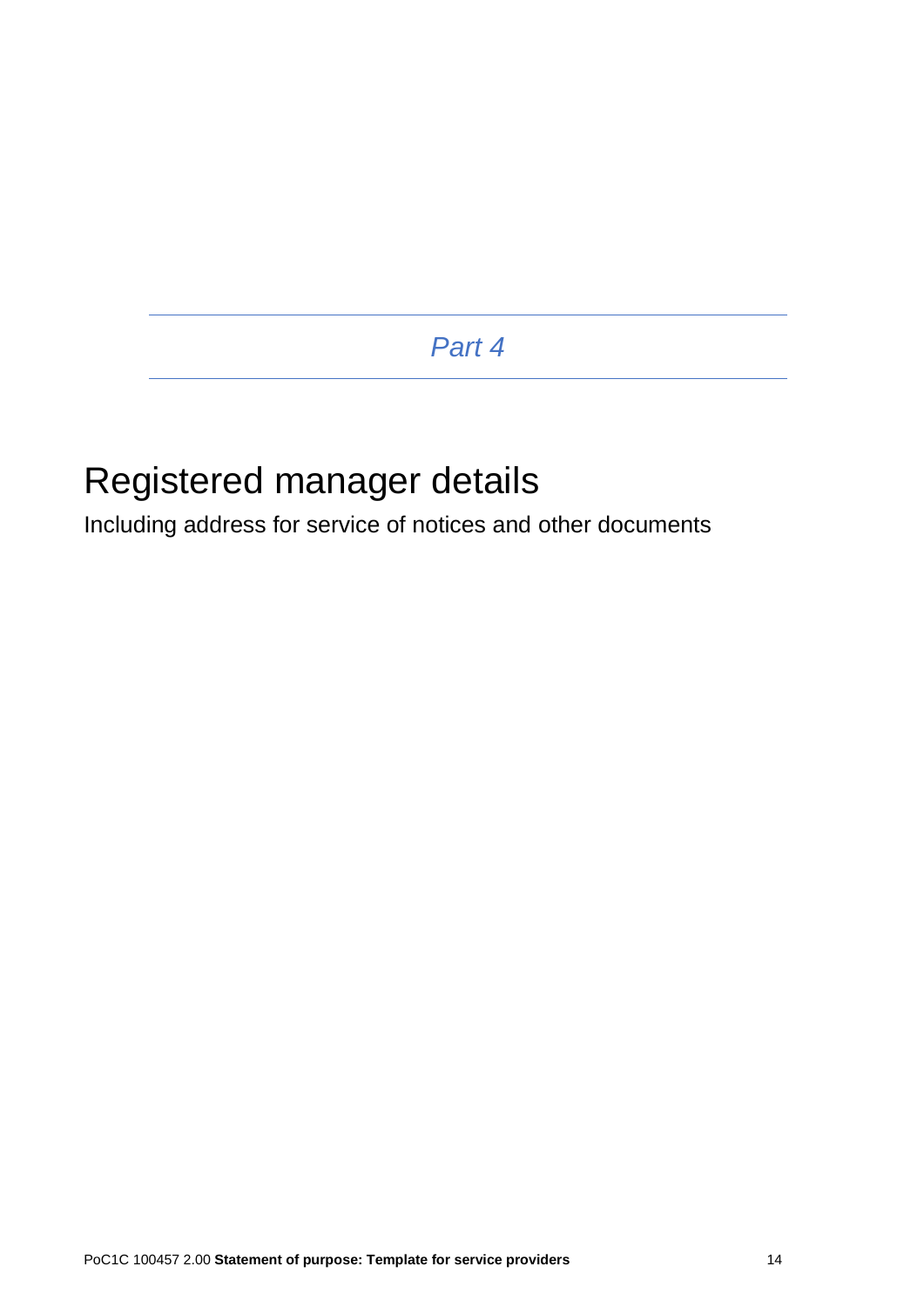*Part 4*

# Registered manager details

Including address for service of notices and other documents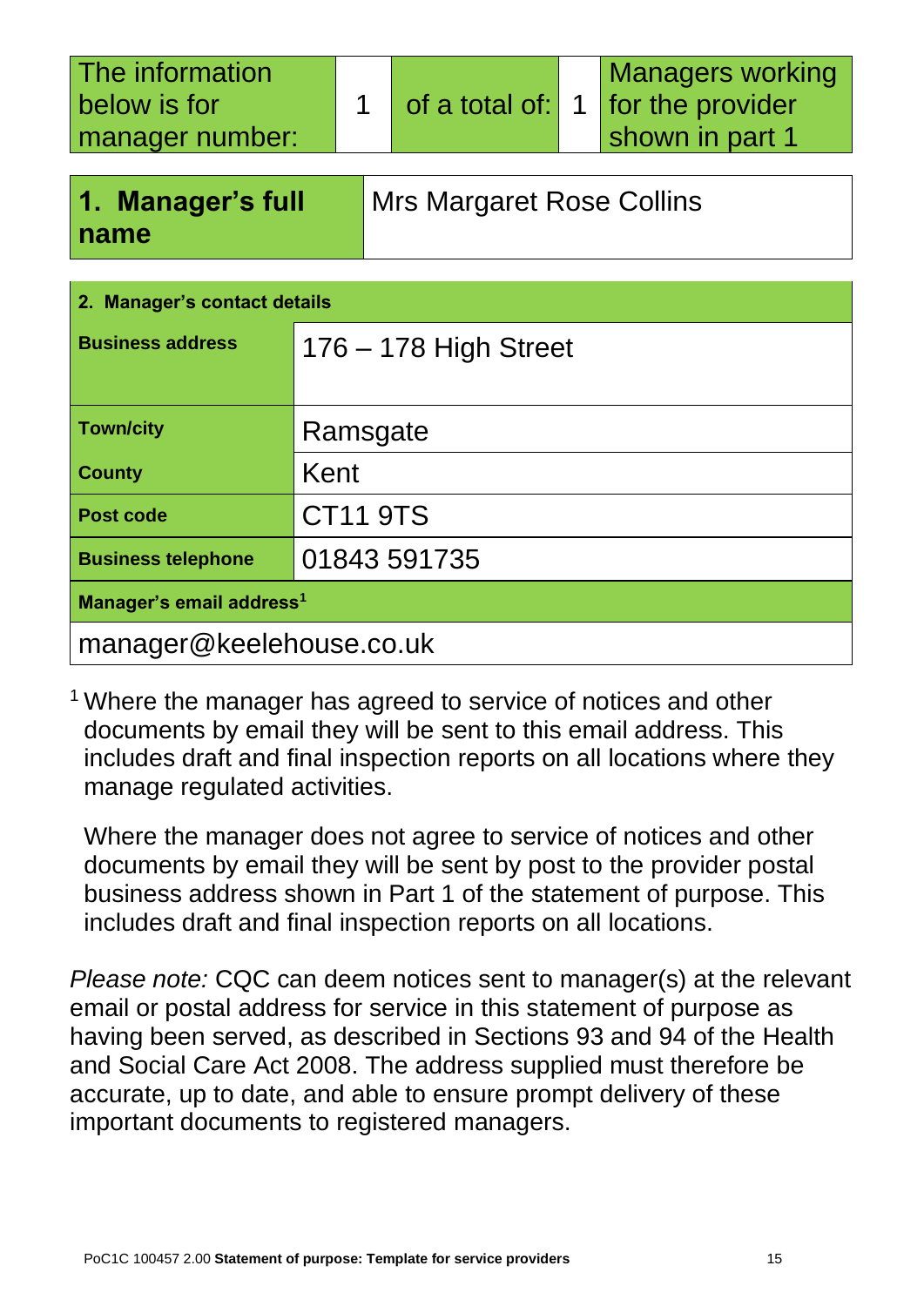| The information below is for manager number: | 1 | of a total of: | 1 | Managers working for the provider shown in part 1 |
|---|---|---|---|---|

| **1. Manager's full name** | Mrs Margaret Rose Collins |
|---|---|

| **2. Manager's contact details** | |
|---|---|
| **Business address** | 176 – 178 High Street |
| **Town/city** | Ramsgate |
| **County** | Kent |
| **Post code** | CT11 9TS |
| **Business telephone** | 01843 591735 |
| **Manager's email address**[1] | |
| manager@keelehouse.co.uk | |

[1] Where the manager has agreed to service of notices and other documents by email they will be sent to this email address. This includes draft and final inspection reports on all locations where they manage regulated activities.

Where the manager does not agree to service of notices and other documents by email they will be sent by post to the provider postal business address shown in Part 1 of the statement of purpose. This includes draft and final inspection reports on all locations.

*Please note:* CQC can deem notices sent to manager(s) at the relevant email or postal address for service in this statement of purpose as having been served, as described in Sections 93 and 94 of the Health and Social Care Act 2008. The address supplied must therefore be accurate, up to date, and able to ensure prompt delivery of these important documents to registered managers.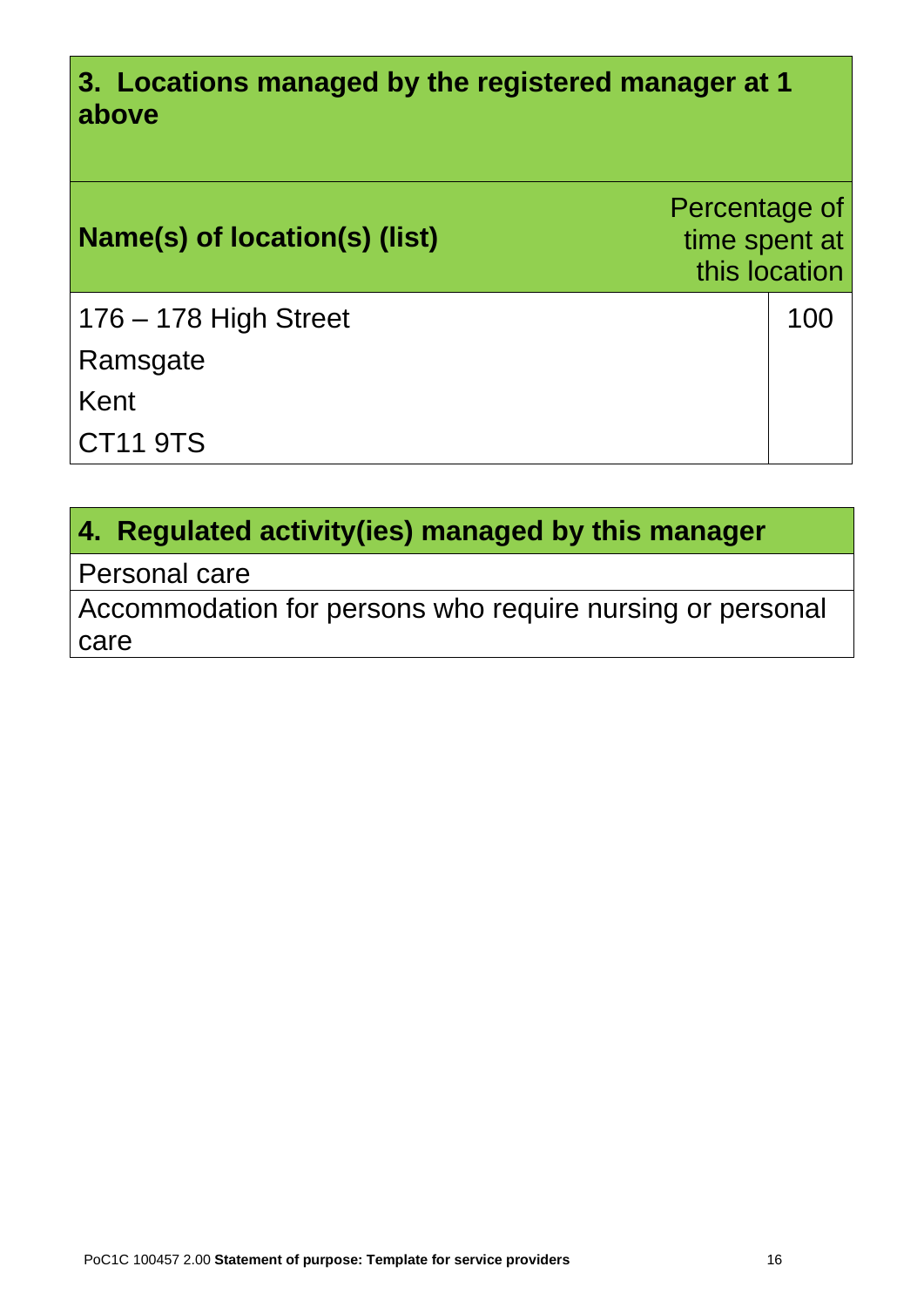| 3. Locations managed by the registered manager at 1 above | |
|---|---|
| **Name(s) of location(s) (list)** | Percentage of time spent at this location |
| 176 – 178 High Street<br>Ramsgate<br>Kent<br>CT11 9TS | 100 |

| 4. Regulated activity(ies) managed by this manager |
|---|
| Personal care |
| Accommodation for persons who require nursing or personal care |